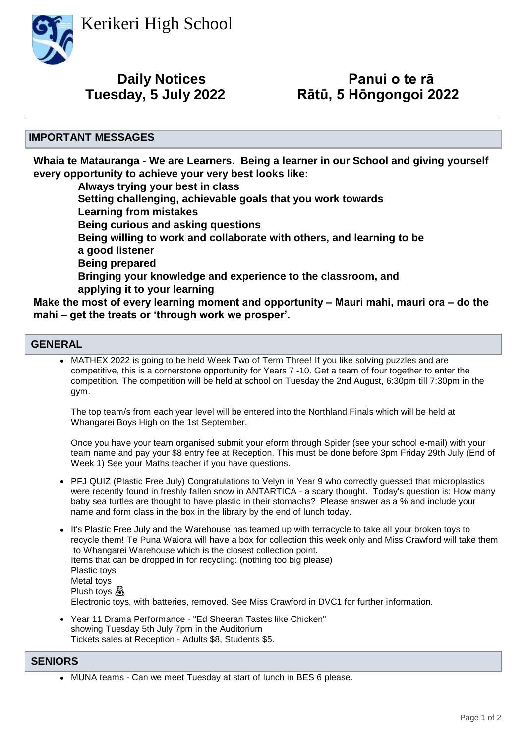# Kerikeri High School

## Daily Notices
## Tuesday, 5 July 2022

## Panui o te rā
## Rātū, 5 Hōngongoi 2022

---

## IMPORTANT MESSAGES

**Whaia te Matauranga - We are Learners. Being a learner in our School and giving yourself every opportunity to achieve your very best looks like:**

**Always trying your best in class**
**Setting challenging, achievable goals that you work towards**
**Learning from mistakes**
**Being curious and asking questions**
**Being willing to work and collaborate with others, and learning to be a good listener**
**Being prepared**
**Bringing your knowledge and experience to the classroom, and applying it to your learning**

**Make the most of every learning moment and opportunity – Mauri mahi, mauri ora – do the mahi – get the treats or 'through work we prosper'.**

## GENERAL

- MATHEX 2022 is going to be held Week Two of Term Three! If you like solving puzzles and are competitive, this is a cornerstone opportunity for Years 7 -10. Get a team of four together to enter the competition. The competition will be held at school on Tuesday the 2nd August, 6:30pm till 7:30pm in the gym.

  The top team/s from each year level will be entered into the Northland Finals which will be held at Whangarei Boys High on the 1st September.

  Once you have your team organised submit your eform through Spider (see your school e-mail) with your team name and pay your $8 entry fee at Reception. This must be done before 3pm Friday 29th July (End of Week 1) See your Maths teacher if you have questions.

- PFJ QUIZ (Plastic Free July) Congratulations to Velyn in Year 9 who correctly guessed that microplastics were recently found in freshly fallen snow in ANTARTICA - a scary thought. Today's question is: How many baby sea turtles are thought to have plastic in their stomachs? Please answer as a % and include your name and form class in the box in the library by the end of lunch today.

- It's Plastic Free July and the Warehouse has teamed up with terracycle to take all your broken toys to recycle them! Te Puna Waiora will have a box for collection this week only and Miss Crawford will take them to Whangarei Warehouse which is the closest collection point.
  Items that can be dropped in for recycling: (nothing too big please)
  Plastic toys
  Metal toys
  Plush toys 🧸
  Electronic toys, with batteries, removed. See Miss Crawford in DVC1 for further information.

- Year 11 Drama Performance - "Ed Sheeran Tastes like Chicken"
  showing Tuesday 5th July 7pm in the Auditorium
  Tickets sales at Reception - Adults $8, Students $5.

## SENIORS

- MUNA teams - Can we meet Tuesday at start of lunch in BES 6 please.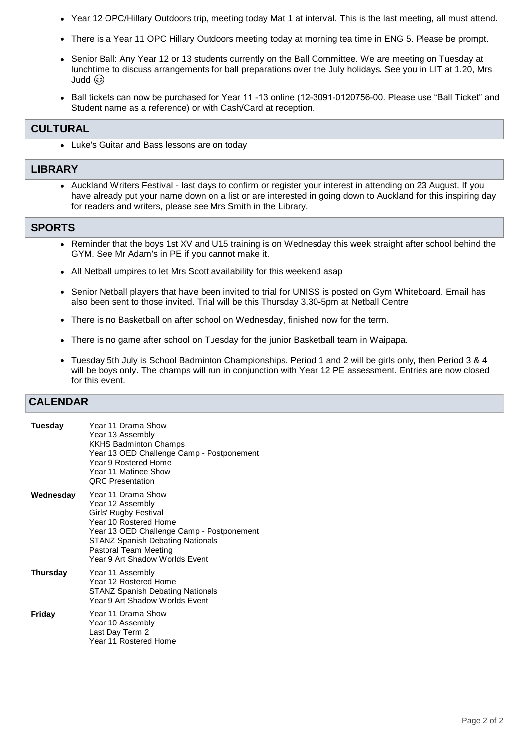- Year 12 OPC/Hillary Outdoors trip, meeting today Mat 1 at interval. This is the last meeting, all must attend.
- There is a Year 11 OPC Hillary Outdoors meeting today at morning tea time in ENG 5. Please be prompt.
- Senior Ball: Any Year 12 or 13 students currently on the Ball Committee. We are meeting on Tuesday at lunchtime to discuss arrangements for ball preparations over the July holidays. See you in LIT at 1.20, Mrs Judd 😉
- Ball tickets can now be purchased for Year 11 -13 online (12-3091-0120756-00. Please use "Ball Ticket" and Student name as a reference) or with Cash/Card at reception.

## CULTURAL

- Luke's Guitar and Bass lessons are on today

## LIBRARY

- Auckland Writers Festival - last days to confirm or register your interest in attending on 23 August. If you have already put your name down on a list or are interested in going down to Auckland for this inspiring day for readers and writers, please see Mrs Smith in the Library.

## SPORTS

- Reminder that the boys 1st XV and U15 training is on Wednesday this week straight after school behind the GYM. See Mr Adam's in PE if you cannot make it.
- All Netball umpires to let Mrs Scott availability for this weekend asap
- Senior Netball players that have been invited to trial for UNISS is posted on Gym Whiteboard. Email has also been sent to those invited. Trial will be this Thursday 3.30-5pm at Netball Centre
- There is no Basketball on after school on Wednesday, finished now for the term.
- There is no game after school on Tuesday for the junior Basketball team in Waipapa.
- Tuesday 5th July is School Badminton Championships. Period 1 and 2 will be girls only, then Period 3 & 4 will be boys only. The champs will run in conjunction with Year 12 PE assessment. Entries are now closed for this event.

## CALENDAR

| | |
|---|---|
| **Tuesday** | Year 11 Drama Show<br>Year 13 Assembly<br>KKHS Badminton Champs<br>Year 13 OED Challenge Camp - Postponement<br>Year 9 Rostered Home<br>Year 11 Matinee Show<br>QRC Presentation |
| **Wednesday** | Year 11 Drama Show<br>Year 12 Assembly<br>Girls' Rugby Festival<br>Year 10 Rostered Home<br>Year 13 OED Challenge Camp - Postponement<br>STANZ Spanish Debating Nationals<br>Pastoral Team Meeting<br>Year 9 Art Shadow Worlds Event |
| **Thursday** | Year 11 Assembly<br>Year 12 Rostered Home<br>STANZ Spanish Debating Nationals<br>Year 9 Art Shadow Worlds Event |
| **Friday** | Year 11 Drama Show<br>Year 10 Assembly<br>Last Day Term 2<br>Year 11 Rostered Home |